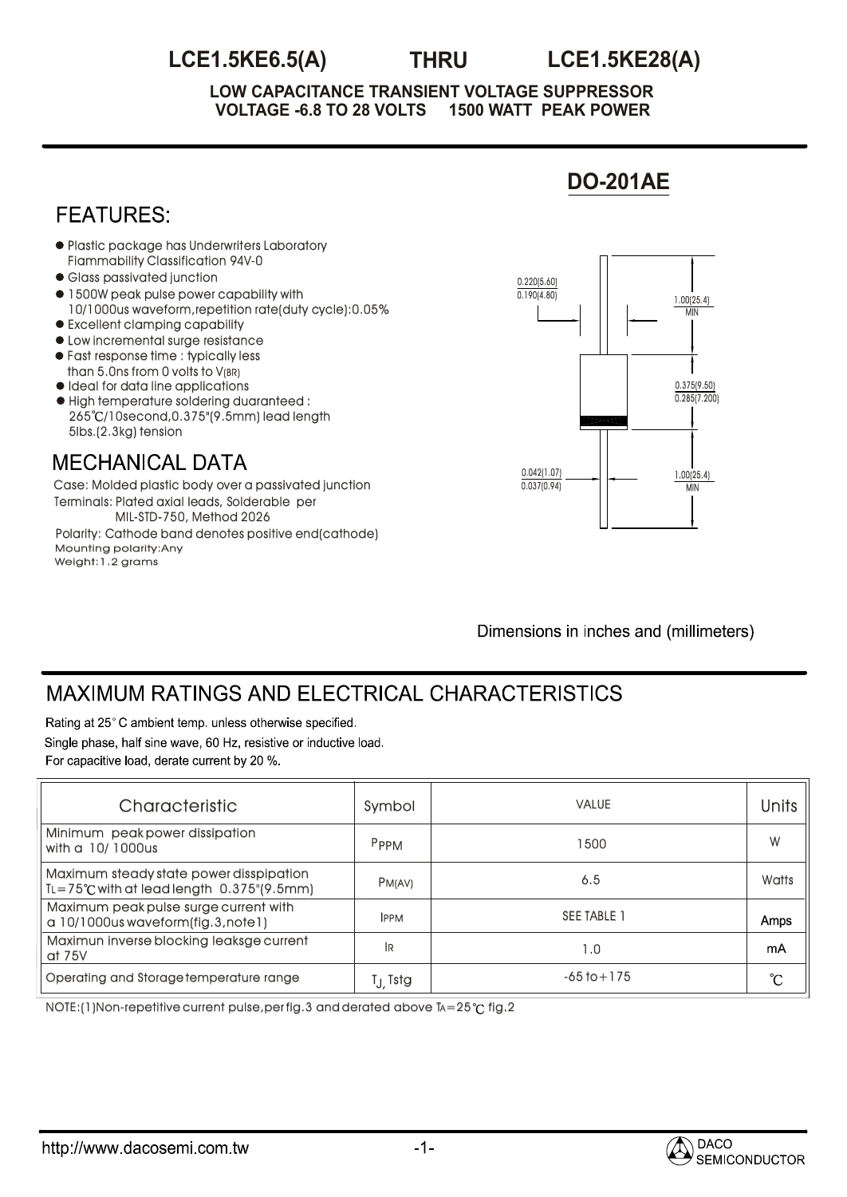# LCE1.5KE6.5(A) THRU LCE1.5KE28(A)

**LOW CAPACITANCE TRANSIENT VOLTAGE SUPPRESSOR**
**VOLTAGE -6.8 TO 28 VOLTS 1500 WATT PEAK POWER**

## DO-201AE

## FEATURES:

- Plastic package has Underwriters Laboratory Flammability Classification 94V-0
- Glass passivated junction
- 1500W peak pulse power capability with 10/1000us waveform,repetition rate(duty cycle):0.05%
- Excellent clamping capability
- Low incremental surge resistance
- Fast response time : typically less than 5.0ns from 0 volts to $V_{(BR)}$
- Ideal for data line applications
- High temperature soldering duaranteed : 265℃/10second,0.375"(9.5mm) lead length 5lbs.(2.3kg) tension

## MECHANICAL DATA

Case: Molded plastic body over a passivated junction

Terminals: Plated axial leads, Solderable per MIL-STD-750, Method 2026

Polarity: Cathode band denotes positive end(cathode)

Mounting polarity:Any

Weight:1.2 grams

0.220(5.60)
0.190(4.80)
1.00(25.4) MIN
0.375(9.50)
0.285(7.200)
0.042(1.07)
0.037(0.94)
1.00(25.4) MIN

Dimensions in inches and (millimeters)

## MAXIMUM RATINGS AND ELECTRICAL CHARACTERISTICS

Rating at 25° C ambient temp. unless otherwise specified.
Single phase, half sine wave, 60 Hz, resistive or inductive load.
For capacitive load, derate current by 20 %.

| Characteristic | Symbol | VALUE | Units |
|---|---|---|---|
| Minimum peak power dissipation with a 10/ 1000us | $P_{PPM}$ | 1500 | W |
| Maximum steady state power disspipation $T_L$=75℃ with at lead length 0.375"(9.5mm) | $P_{M(AV)}$ | 6.5 | Watts |
| Maximum peak pulse surge current with a 10/1000us waveform(fig.3,note1) | $I_{PPM}$ | SEE TABLE 1 | Amps |
| Maximun inverse blocking leaksge current at 75V | $I_R$ | 1.0 | mA |
| Operating and Storage temperature range | $T_J$, Tstg | -65 to+175 | ℃ |

NOTE:(1)Non-repetitive current pulse,per fig.3 and derated above $T_A$=25℃ fig.2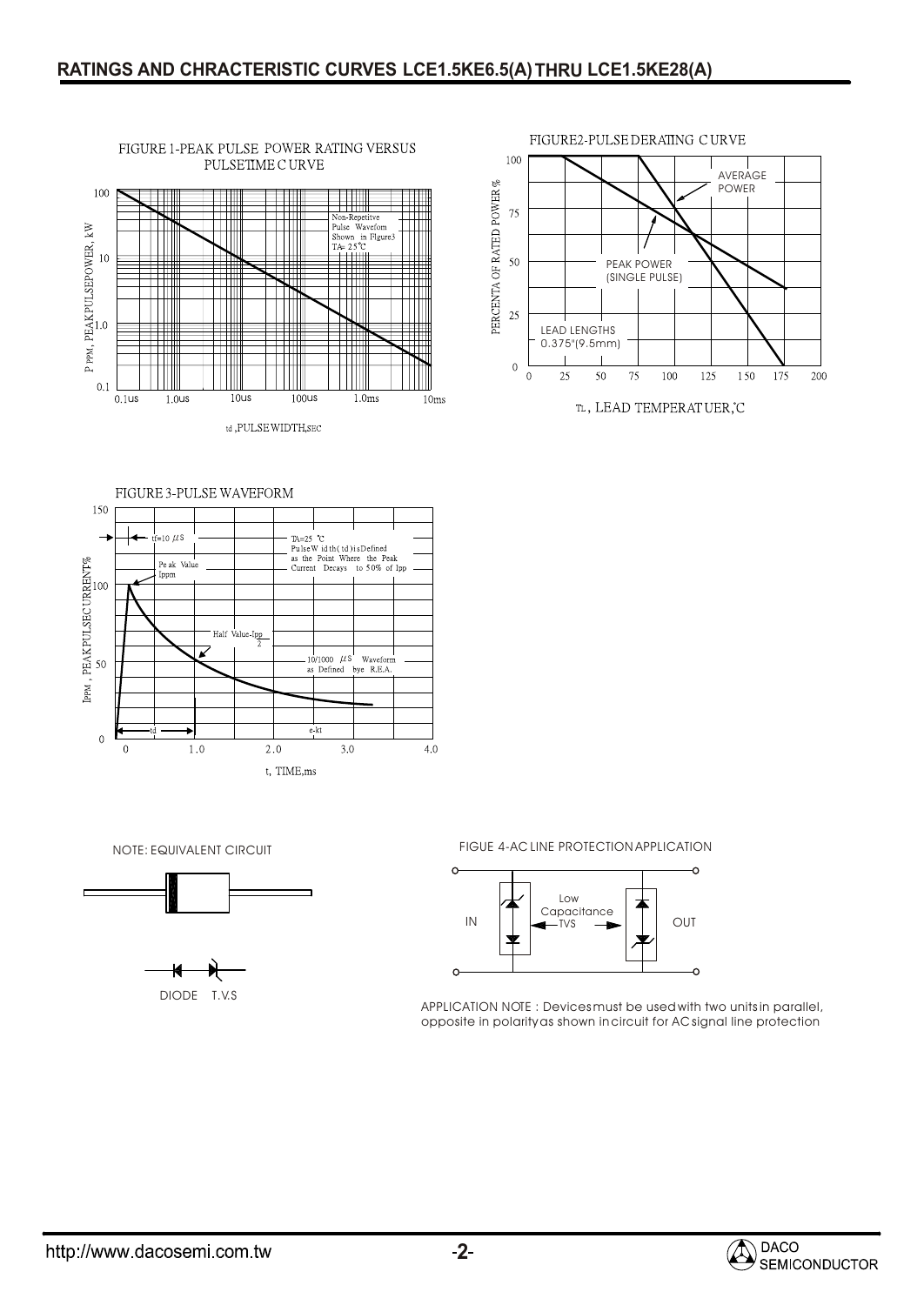## RATINGS AND CHRACTERISTIC CURVES LCE1.5KE6.5(A) THRU LCE1.5KE28(A)

FIGURE 1-PEAK PULSE POWER RATING VERSUS PULSETIME CURVE

P PPM, PEAK PULSEPOWER, kW

100
10
1.0
0.1

0.1us 1.0us 10us 100us 1.0ms 10ms

td ,PULSE WIDTH,SEC

Non-Repetitve Pulse Waveform Shown in Figure3 TA= 25°C

FIGURE2-PULSE DERATING CURVE

PERCENTA OF RATED POWER %

100
75
50
25
0

0 25 50 75 100 125 150 175 200

TL , LEAD TEMPERATUER,°C

AVERAGE POWER

PEAK POWER (SINGLE PULSE)

LEAD LENGTHS 0.375"(9.5mm)

FIGURE 3-PULSE WAVEFORM

IPPM , PEAK PULSE CURRENT%

150
100
50
0

0 1.0 2.0 3.0 4.0

t, TIME,ms

tf=10 μS

Peak Value Ippm

TA=25 °C
Pulse Width (td) is Defined as the Point Where the Peak Current Decays to 50% of Ipp

Half Value-Ipp/2

10/1000 μS Waveform as Defined bye R.E.A.

e-kt

td

NOTE: EQUIVALENT CIRCUIT

DIODE T.V.S

FIGUE 4-AC LINE PROTECTION APPLICATION

IN

Low Capacitance TVS

OUT

APPLICATION NOTE : Devices must be used with two units in parallel, opposite in polarity as shown in circuit for AC signal line protection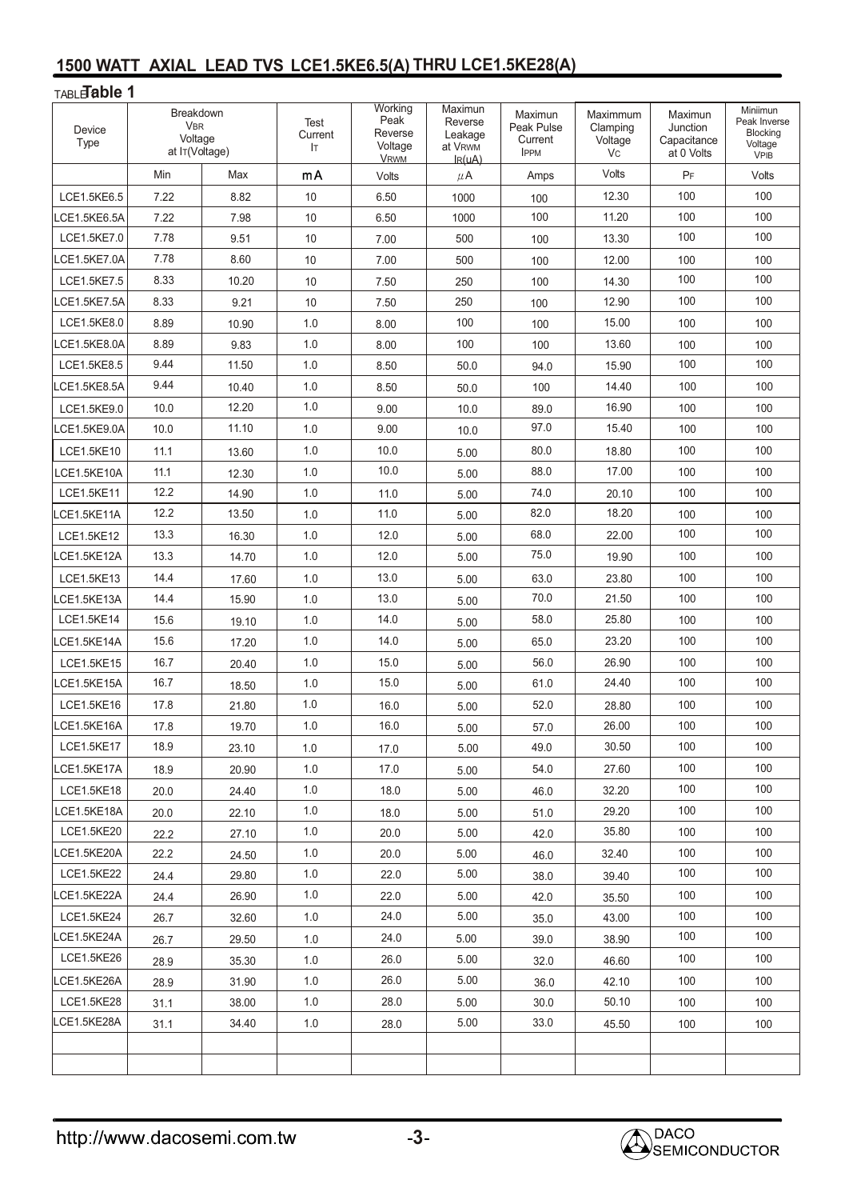## 1500 WATT AXIAL LEAD TVS LCE1.5KE6.5(A) THRU LCE1.5KE28(A)

### Table 1

| Device Type | Breakdown $V_{BR}$ Voltage at $I_T$(Voltage) | | Test Current $I_T$ | Working Peak Reverse Voltage $V_{RWM}$ | Maximun Reverse Leakage at $V_{RWM}$ $I_R$(uA) | Maximun Peak Pulse Current $I_{PPM}$ | Maximmum Clamping Voltage $V_C$ | Maximun Junction Capacitance at 0 Volts | Miniimun Peak Inverse Blocking Voltage $V_{PIB}$ |
|---|---|---|---|---|---|---|---|---|---|
| | Min | Max | mA | Volts | μA | Amps | Volts | PF | Volts |
| LCE1.5KE6.5 | 7.22 | 8.82 | 10 | 6.50 | 1000 | 100 | 12.30 | 100 | 100 |
| LCE1.5KE6.5A | 7.22 | 7.98 | 10 | 6.50 | 1000 | 100 | 11.20 | 100 | 100 |
| LCE1.5KE7.0 | 7.78 | 9.51 | 10 | 7.00 | 500 | 100 | 13.30 | 100 | 100 |
| LCE1.5KE7.0A | 7.78 | 8.60 | 10 | 7.00 | 500 | 100 | 12.00 | 100 | 100 |
| LCE1.5KE7.5 | 8.33 | 10.20 | 10 | 7.50 | 250 | 100 | 14.30 | 100 | 100 |
| LCE1.5KE7.5A | 8.33 | 9.21 | 10 | 7.50 | 250 | 100 | 12.90 | 100 | 100 |
| LCE1.5KE8.0 | 8.89 | 10.90 | 1.0 | 8.00 | 100 | 100 | 15.00 | 100 | 100 |
| LCE1.5KE8.0A | 8.89 | 9.83 | 1.0 | 8.00 | 100 | 100 | 13.60 | 100 | 100 |
| LCE1.5KE8.5 | 9.44 | 11.50 | 1.0 | 8.50 | 50.0 | 94.0 | 15.90 | 100 | 100 |
| LCE1.5KE8.5A | 9.44 | 10.40 | 1.0 | 8.50 | 50.0 | 100 | 14.40 | 100 | 100 |
| LCE1.5KE9.0 | 10.0 | 12.20 | 1.0 | 9.00 | 10.0 | 89.0 | 16.90 | 100 | 100 |
| LCE1.5KE9.0A | 10.0 | 11.10 | 1.0 | 9.00 | 10.0 | 97.0 | 15.40 | 100 | 100 |
| LCE1.5KE10 | 11.1 | 13.60 | 1.0 | 10.0 | 5.00 | 80.0 | 18.80 | 100 | 100 |
| LCE1.5KE10A | 11.1 | 12.30 | 1.0 | 10.0 | 5.00 | 88.0 | 17.00 | 100 | 100 |
| LCE1.5KE11 | 12.2 | 14.90 | 1.0 | 11.0 | 5.00 | 74.0 | 20.10 | 100 | 100 |
| LCE1.5KE11A | 12.2 | 13.50 | 1.0 | 11.0 | 5.00 | 82.0 | 18.20 | 100 | 100 |
| LCE1.5KE12 | 13.3 | 16.30 | 1.0 | 12.0 | 5.00 | 68.0 | 22.00 | 100 | 100 |
| LCE1.5KE12A | 13.3 | 14.70 | 1.0 | 12.0 | 5.00 | 75.0 | 19.90 | 100 | 100 |
| LCE1.5KE13 | 14.4 | 17.60 | 1.0 | 13.0 | 5.00 | 63.0 | 23.80 | 100 | 100 |
| LCE1.5KE13A | 14.4 | 15.90 | 1.0 | 13.0 | 5.00 | 70.0 | 21.50 | 100 | 100 |
| LCE1.5KE14 | 15.6 | 19.10 | 1.0 | 14.0 | 5.00 | 58.0 | 25.80 | 100 | 100 |
| LCE1.5KE14A | 15.6 | 17.20 | 1.0 | 14.0 | 5.00 | 65.0 | 23.20 | 100 | 100 |
| LCE1.5KE15 | 16.7 | 20.40 | 1.0 | 15.0 | 5.00 | 56.0 | 26.90 | 100 | 100 |
| LCE1.5KE15A | 16.7 | 18.50 | 1.0 | 15.0 | 5.00 | 61.0 | 24.40 | 100 | 100 |
| LCE1.5KE16 | 17.8 | 21.80 | 1.0 | 16.0 | 5.00 | 52.0 | 28.80 | 100 | 100 |
| LCE1.5KE16A | 17.8 | 19.70 | 1.0 | 16.0 | 5.00 | 57.0 | 26.00 | 100 | 100 |
| LCE1.5KE17 | 18.9 | 23.10 | 1.0 | 17.0 | 5.00 | 49.0 | 30.50 | 100 | 100 |
| LCE1.5KE17A | 18.9 | 20.90 | 1.0 | 17.0 | 5.00 | 54.0 | 27.60 | 100 | 100 |
| LCE1.5KE18 | 20.0 | 24.40 | 1.0 | 18.0 | 5.00 | 46.0 | 32.20 | 100 | 100 |
| LCE1.5KE18A | 20.0 | 22.10 | 1.0 | 18.0 | 5.00 | 51.0 | 29.20 | 100 | 100 |
| LCE1.5KE20 | 22.2 | 27.10 | 1.0 | 20.0 | 5.00 | 42.0 | 35.80 | 100 | 100 |
| LCE1.5KE20A | 22.2 | 24.50 | 1.0 | 20.0 | 5.00 | 46.0 | 32.40 | 100 | 100 |
| LCE1.5KE22 | 24.4 | 29.80 | 1.0 | 22.0 | 5.00 | 38.0 | 39.40 | 100 | 100 |
| LCE1.5KE22A | 24.4 | 26.90 | 1.0 | 22.0 | 5.00 | 42.0 | 35.50 | 100 | 100 |
| LCE1.5KE24 | 26.7 | 32.60 | 1.0 | 24.0 | 5.00 | 35.0 | 43.00 | 100 | 100 |
| LCE1.5KE24A | 26.7 | 29.50 | 1.0 | 24.0 | 5.00 | 39.0 | 38.90 | 100 | 100 |
| LCE1.5KE26 | 28.9 | 35.30 | 1.0 | 26.0 | 5.00 | 32.0 | 46.60 | 100 | 100 |
| LCE1.5KE26A | 28.9 | 31.90 | 1.0 | 26.0 | 5.00 | 36.0 | 42.10 | 100 | 100 |
| LCE1.5KE28 | 31.1 | 38.00 | 1.0 | 28.0 | 5.00 | 30.0 | 50.10 | 100 | 100 |
| LCE1.5KE28A | 31.1 | 34.40 | 1.0 | 28.0 | 5.00 | 33.0 | 45.50 | 100 | 100 |
| | | | | | | | | | |
| | | | | | | | | | |

http://www.dacosemi.com.tw

DACO SEMICONDUCTOR